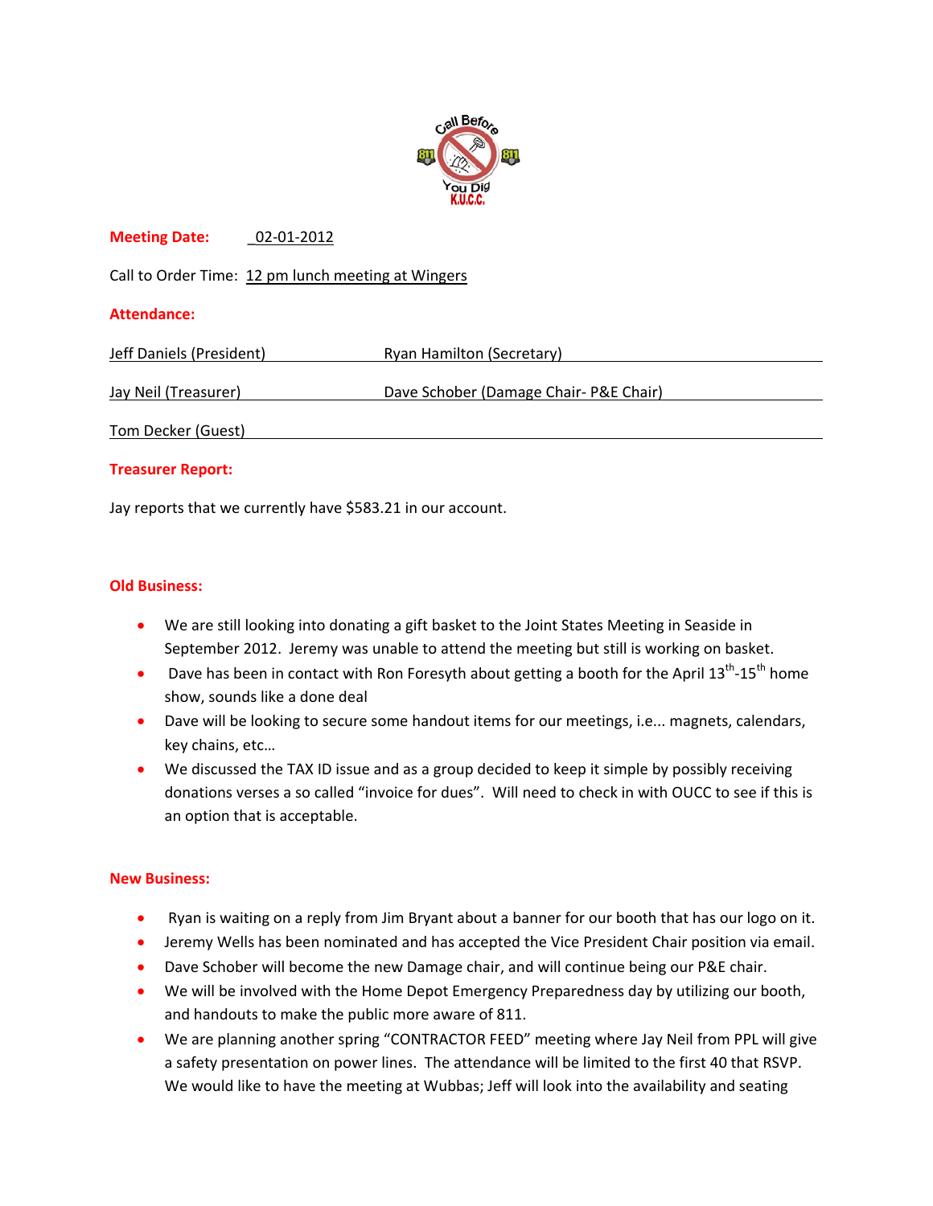**Meeting Date:** 02-01-2012

Call to Order Time: 12 pm lunch meeting at Wingers

**Attendance:**

| | |
|---|---|
| Jeff Daniels (President) | Ryan Hamilton (Secretary) |
| Jay Neil (Treasurer) | Dave Schober (Damage Chair- P&E Chair) |
| Tom Decker (Guest) | |

**Treasurer Report:**

Jay reports that we currently have $583.21 in our account.

**Old Business:**

- We are still looking into donating a gift basket to the Joint States Meeting in Seaside in September 2012. Jeremy was unable to attend the meeting but still is working on basket.
- Dave has been in contact with Ron Foresyth about getting a booth for the April 13th-15th home show, sounds like a done deal
- Dave will be looking to secure some handout items for our meetings, i.e... magnets, calendars, key chains, etc…
- We discussed the TAX ID issue and as a group decided to keep it simple by possibly receiving donations verses a so called "invoice for dues". Will need to check in with OUCC to see if this is an option that is acceptable.

**New Business:**

- Ryan is waiting on a reply from Jim Bryant about a banner for our booth that has our logo on it.
- Jeremy Wells has been nominated and has accepted the Vice President Chair position via email.
- Dave Schober will become the new Damage chair, and will continue being our P&E chair.
- We will be involved with the Home Depot Emergency Preparedness day by utilizing our booth, and handouts to make the public more aware of 811.
- We are planning another spring "CONTRACTOR FEED" meeting where Jay Neil from PPL will give a safety presentation on power lines. The attendance will be limited to the first 40 that RSVP. We would like to have the meeting at Wubbas; Jeff will look into the availability and seating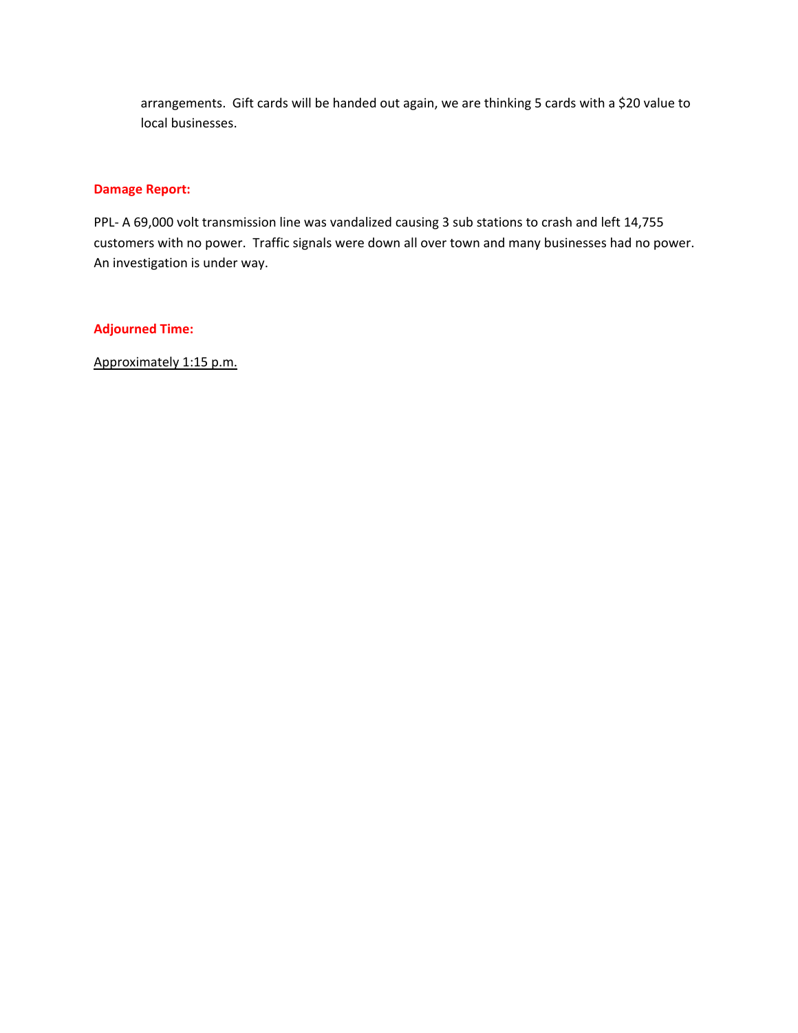arrangements. Gift cards will be handed out again, we are thinking 5 cards with a $20 value to local businesses.

**Damage Report:**

PPL- A 69,000 volt transmission line was vandalized causing 3 sub stations to crash and left 14,755 customers with no power. Traffic signals were down all over town and many businesses had no power. An investigation is under way.

**Adjourned Time:**

Approximately 1:15 p.m.